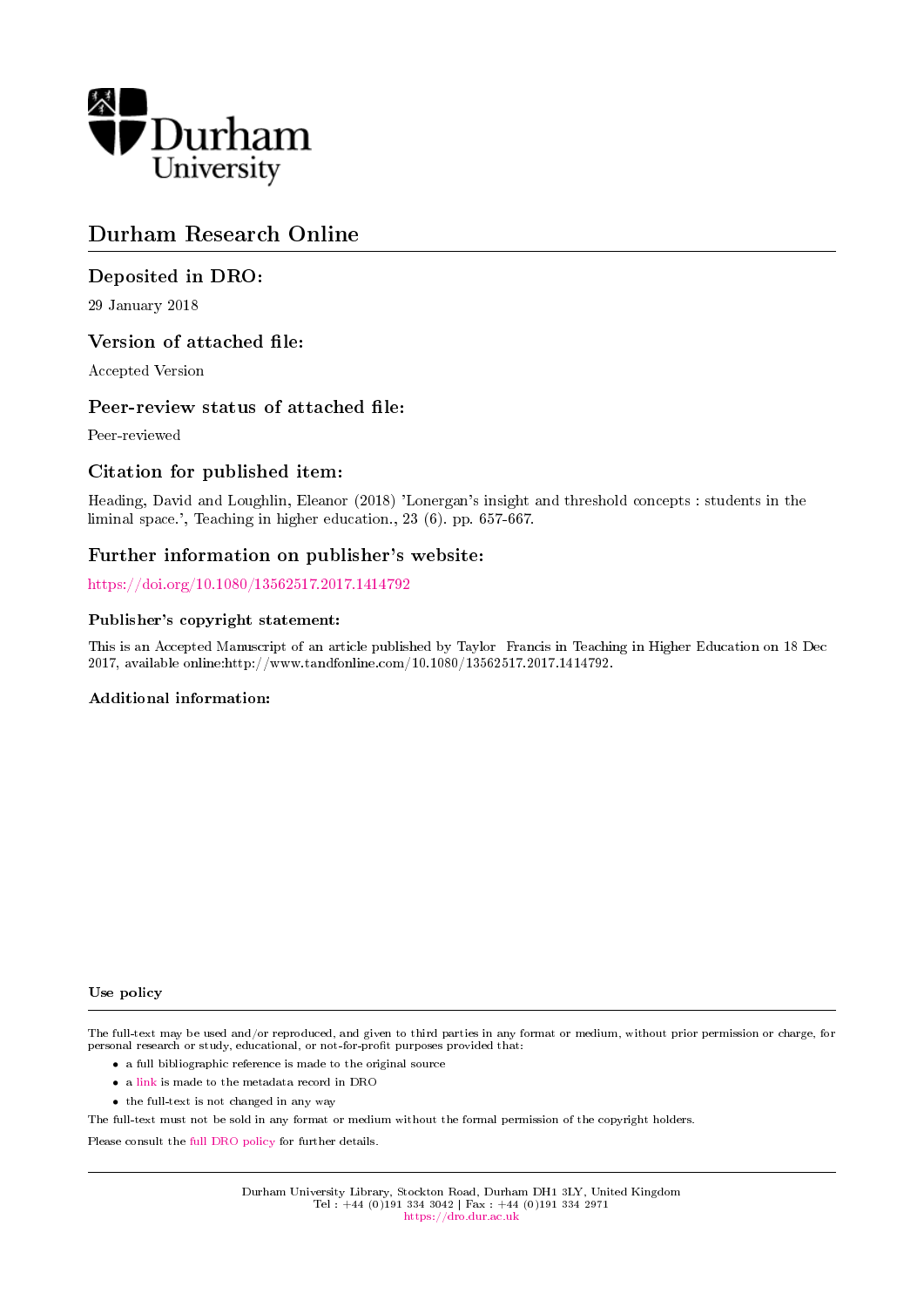Durham University

# Durham Research Online

## Deposited in DRO:

29 January 2018

## Version of attached file:

Accepted Version

## Peer-review status of attached file:

Peer-reviewed

## Citation for published item:

Heading, David and Loughlin, Eleanor (2018) 'Lonergan's insight and threshold concepts : students in the liminal space.', Teaching in higher education., 23 (6). pp. 657-667.

## Further information on publisher's website:

https://doi.org/10.1080/13562517.2017.1414792

### Publisher's copyright statement:

This is an Accepted Manuscript of an article published by Taylor Francis in Teaching in Higher Education on 18 Dec 2017, available online:http://www.tandfonline.com/10.1080/13562517.2017.1414792.

### Additional information:

### Use policy

The full-text may be used and/or reproduced, and given to third parties in any format or medium, without prior permission or charge, for personal research or study, educational, or not-for-profit purposes provided that:

- a full bibliographic reference is made to the original source
- a link is made to the metadata record in DRO
- the full-text is not changed in any way

The full-text must not be sold in any format or medium without the formal permission of the copyright holders.

Please consult the full DRO policy for further details.

Durham University Library, Stockton Road, Durham DH1 3LY, United Kingdom
Tel : +44 (0)191 334 3042 | Fax : +44 (0)191 334 2971
https://dro.dur.ac.uk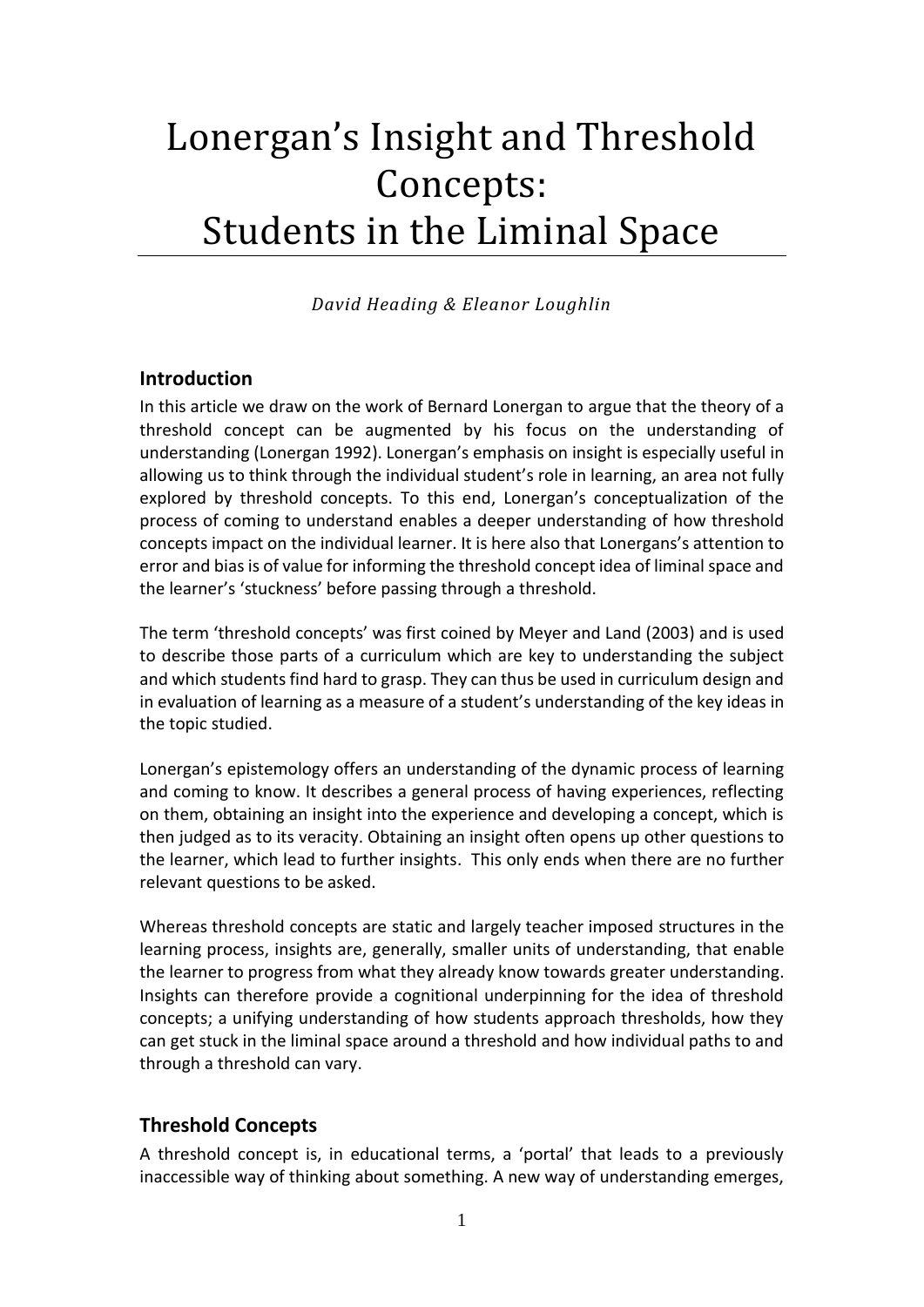# Lonergan's Insight and Threshold Concepts: Students in the Liminal Space

*David Heading & Eleanor Loughlin*

## Introduction

In this article we draw on the work of Bernard Lonergan to argue that the theory of a threshold concept can be augmented by his focus on the understanding of understanding (Lonergan 1992). Lonergan's emphasis on insight is especially useful in allowing us to think through the individual student's role in learning, an area not fully explored by threshold concepts. To this end, Lonergan's conceptualization of the process of coming to understand enables a deeper understanding of how threshold concepts impact on the individual learner. It is here also that Lonergans's attention to error and bias is of value for informing the threshold concept idea of liminal space and the learner's 'stuckness' before passing through a threshold.

The term 'threshold concepts' was first coined by Meyer and Land (2003) and is used to describe those parts of a curriculum which are key to understanding the subject and which students find hard to grasp. They can thus be used in curriculum design and in evaluation of learning as a measure of a student's understanding of the key ideas in the topic studied.

Lonergan's epistemology offers an understanding of the dynamic process of learning and coming to know. It describes a general process of having experiences, reflecting on them, obtaining an insight into the experience and developing a concept, which is then judged as to its veracity. Obtaining an insight often opens up other questions to the learner, which lead to further insights. This only ends when there are no further relevant questions to be asked.

Whereas threshold concepts are static and largely teacher imposed structures in the learning process, insights are, generally, smaller units of understanding, that enable the learner to progress from what they already know towards greater understanding. Insights can therefore provide a cognitional underpinning for the idea of threshold concepts; a unifying understanding of how students approach thresholds, how they can get stuck in the liminal space around a threshold and how individual paths to and through a threshold can vary.

## Threshold Concepts

A threshold concept is, in educational terms, a 'portal' that leads to a previously inaccessible way of thinking about something. A new way of understanding emerges,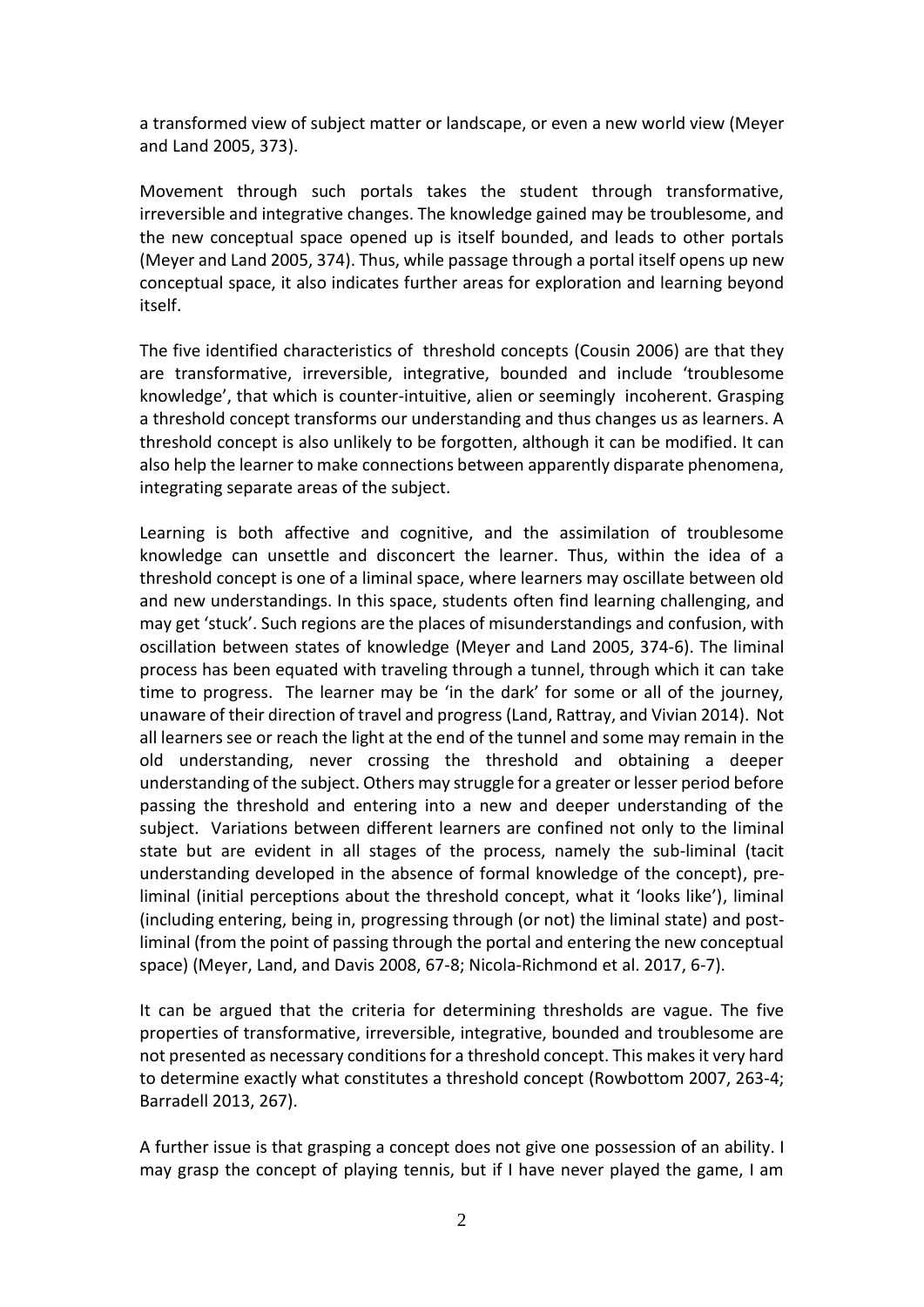a transformed view of subject matter or landscape, or even a new world view (Meyer and Land 2005, 373).

Movement through such portals takes the student through transformative, irreversible and integrative changes. The knowledge gained may be troublesome, and the new conceptual space opened up is itself bounded, and leads to other portals (Meyer and Land 2005, 374). Thus, while passage through a portal itself opens up new conceptual space, it also indicates further areas for exploration and learning beyond itself.

The five identified characteristics of threshold concepts (Cousin 2006) are that they are transformative, irreversible, integrative, bounded and include 'troublesome knowledge', that which is counter-intuitive, alien or seemingly incoherent. Grasping a threshold concept transforms our understanding and thus changes us as learners. A threshold concept is also unlikely to be forgotten, although it can be modified. It can also help the learner to make connections between apparently disparate phenomena, integrating separate areas of the subject.

Learning is both affective and cognitive, and the assimilation of troublesome knowledge can unsettle and disconcert the learner. Thus, within the idea of a threshold concept is one of a liminal space, where learners may oscillate between old and new understandings. In this space, students often find learning challenging, and may get 'stuck'. Such regions are the places of misunderstandings and confusion, with oscillation between states of knowledge (Meyer and Land 2005, 374-6). The liminal process has been equated with traveling through a tunnel, through which it can take time to progress. The learner may be 'in the dark' for some or all of the journey, unaware of their direction of travel and progress (Land, Rattray, and Vivian 2014). Not all learners see or reach the light at the end of the tunnel and some may remain in the old understanding, never crossing the threshold and obtaining a deeper understanding of the subject. Others may struggle for a greater or lesser period before passing the threshold and entering into a new and deeper understanding of the subject. Variations between different learners are confined not only to the liminal state but are evident in all stages of the process, namely the sub-liminal (tacit understanding developed in the absence of formal knowledge of the concept), pre-liminal (initial perceptions about the threshold concept, what it 'looks like'), liminal (including entering, being in, progressing through (or not) the liminal state) and post-liminal (from the point of passing through the portal and entering the new conceptual space) (Meyer, Land, and Davis 2008, 67-8; Nicola-Richmond et al. 2017, 6-7).

It can be argued that the criteria for determining thresholds are vague. The five properties of transformative, irreversible, integrative, bounded and troublesome are not presented as necessary conditions for a threshold concept. This makes it very hard to determine exactly what constitutes a threshold concept (Rowbottom 2007, 263-4; Barradell 2013, 267).

A further issue is that grasping a concept does not give one possession of an ability. I may grasp the concept of playing tennis, but if I have never played the game, I am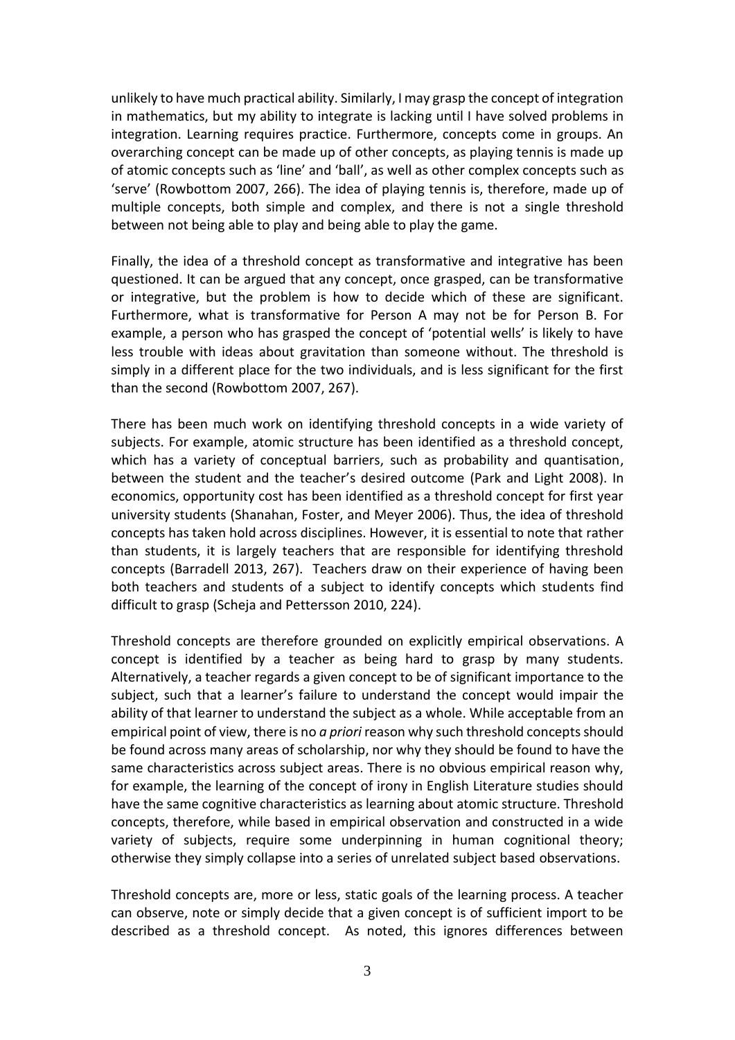unlikely to have much practical ability. Similarly, I may grasp the concept of integration in mathematics, but my ability to integrate is lacking until I have solved problems in integration. Learning requires practice. Furthermore, concepts come in groups. An overarching concept can be made up of other concepts, as playing tennis is made up of atomic concepts such as 'line' and 'ball', as well as other complex concepts such as 'serve' (Rowbottom 2007, 266). The idea of playing tennis is, therefore, made up of multiple concepts, both simple and complex, and there is not a single threshold between not being able to play and being able to play the game.

Finally, the idea of a threshold concept as transformative and integrative has been questioned. It can be argued that any concept, once grasped, can be transformative or integrative, but the problem is how to decide which of these are significant. Furthermore, what is transformative for Person A may not be for Person B. For example, a person who has grasped the concept of 'potential wells' is likely to have less trouble with ideas about gravitation than someone without. The threshold is simply in a different place for the two individuals, and is less significant for the first than the second (Rowbottom 2007, 267).

There has been much work on identifying threshold concepts in a wide variety of subjects. For example, atomic structure has been identified as a threshold concept, which has a variety of conceptual barriers, such as probability and quantisation, between the student and the teacher's desired outcome (Park and Light 2008). In economics, opportunity cost has been identified as a threshold concept for first year university students (Shanahan, Foster, and Meyer 2006). Thus, the idea of threshold concepts has taken hold across disciplines. However, it is essential to note that rather than students, it is largely teachers that are responsible for identifying threshold concepts (Barradell 2013, 267). Teachers draw on their experience of having been both teachers and students of a subject to identify concepts which students find difficult to grasp (Scheja and Pettersson 2010, 224).

Threshold concepts are therefore grounded on explicitly empirical observations. A concept is identified by a teacher as being hard to grasp by many students. Alternatively, a teacher regards a given concept to be of significant importance to the subject, such that a learner's failure to understand the concept would impair the ability of that learner to understand the subject as a whole. While acceptable from an empirical point of view, there is no *a priori* reason why such threshold concepts should be found across many areas of scholarship, nor why they should be found to have the same characteristics across subject areas. There is no obvious empirical reason why, for example, the learning of the concept of irony in English Literature studies should have the same cognitive characteristics as learning about atomic structure. Threshold concepts, therefore, while based in empirical observation and constructed in a wide variety of subjects, require some underpinning in human cognitional theory; otherwise they simply collapse into a series of unrelated subject based observations.

Threshold concepts are, more or less, static goals of the learning process. A teacher can observe, note or simply decide that a given concept is of sufficient import to be described as a threshold concept. As noted, this ignores differences between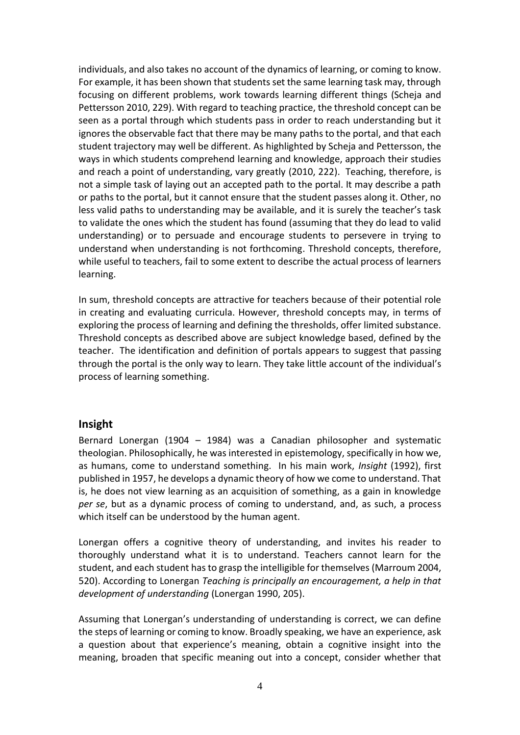individuals, and also takes no account of the dynamics of learning, or coming to know. For example, it has been shown that students set the same learning task may, through focusing on different problems, work towards learning different things (Scheja and Pettersson 2010, 229). With regard to teaching practice, the threshold concept can be seen as a portal through which students pass in order to reach understanding but it ignores the observable fact that there may be many paths to the portal, and that each student trajectory may well be different. As highlighted by Scheja and Pettersson, the ways in which students comprehend learning and knowledge, approach their studies and reach a point of understanding, vary greatly (2010, 222). Teaching, therefore, is not a simple task of laying out an accepted path to the portal. It may describe a path or paths to the portal, but it cannot ensure that the student passes along it. Other, no less valid paths to understanding may be available, and it is surely the teacher's task to validate the ones which the student has found (assuming that they do lead to valid understanding) or to persuade and encourage students to persevere in trying to understand when understanding is not forthcoming. Threshold concepts, therefore, while useful to teachers, fail to some extent to describe the actual process of learners learning.

In sum, threshold concepts are attractive for teachers because of their potential role in creating and evaluating curricula. However, threshold concepts may, in terms of exploring the process of learning and defining the thresholds, offer limited substance. Threshold concepts as described above are subject knowledge based, defined by the teacher. The identification and definition of portals appears to suggest that passing through the portal is the only way to learn. They take little account of the individual's process of learning something.

## Insight

Bernard Lonergan (1904 – 1984) was a Canadian philosopher and systematic theologian. Philosophically, he was interested in epistemology, specifically in how we, as humans, come to understand something. In his main work, *Insight* (1992), first published in 1957, he develops a dynamic theory of how we come to understand. That is, he does not view learning as an acquisition of something, as a gain in knowledge *per se*, but as a dynamic process of coming to understand, and, as such, a process which itself can be understood by the human agent.

Lonergan offers a cognitive theory of understanding, and invites his reader to thoroughly understand what it is to understand. Teachers cannot learn for the student, and each student has to grasp the intelligible for themselves (Marroum 2004, 520). According to Lonergan *Teaching is principally an encouragement, a help in that development of understanding* (Lonergan 1990, 205).

Assuming that Lonergan's understanding of understanding is correct, we can define the steps of learning or coming to know. Broadly speaking, we have an experience, ask a question about that experience's meaning, obtain a cognitive insight into the meaning, broaden that specific meaning out into a concept, consider whether that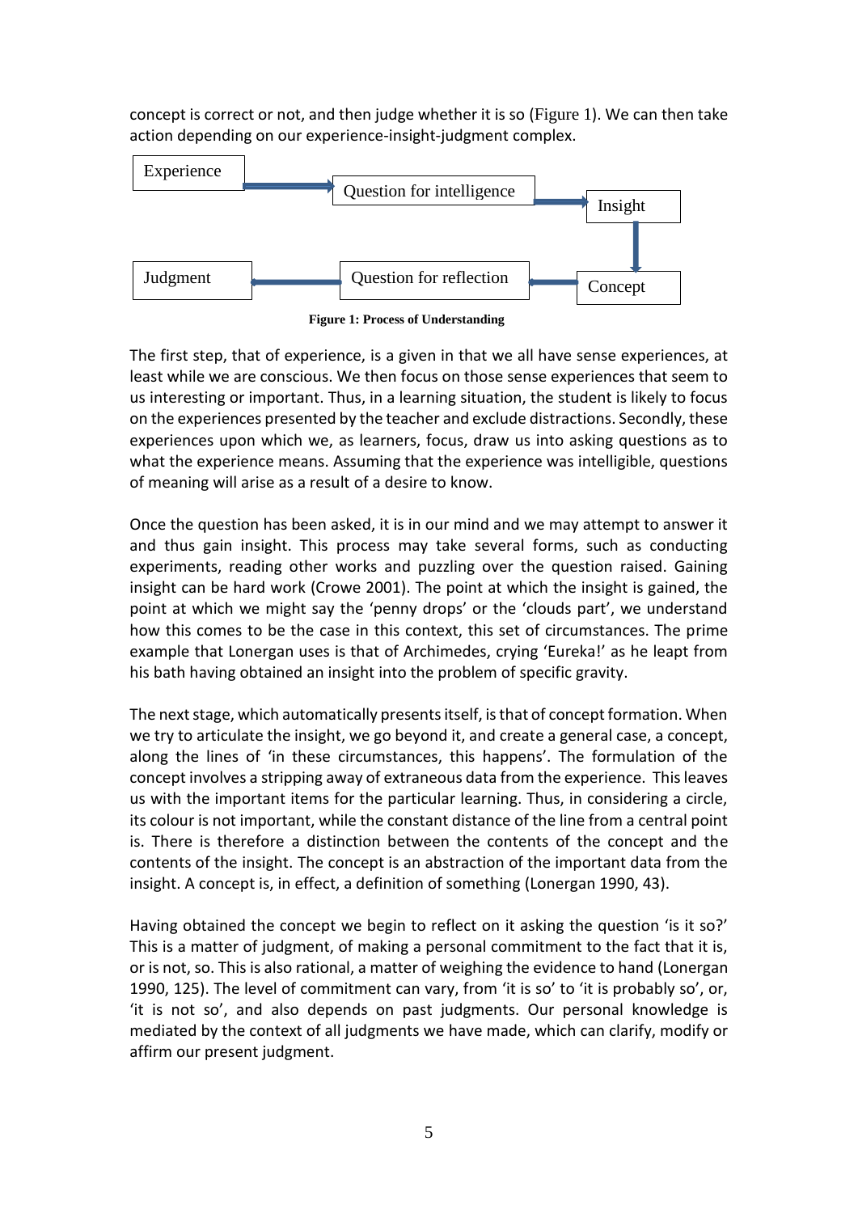concept is correct or not, and then judge whether it is so (Figure 1). We can then take action depending on our experience-insight-judgment complex.

Experience → Question for intelligence → Insight → Concept → Question for reflection → Judgment

**Figure 1: Process of Understanding**

The first step, that of experience, is a given in that we all have sense experiences, at least while we are conscious. We then focus on those sense experiences that seem to us interesting or important. Thus, in a learning situation, the student is likely to focus on the experiences presented by the teacher and exclude distractions. Secondly, these experiences upon which we, as learners, focus, draw us into asking questions as to what the experience means. Assuming that the experience was intelligible, questions of meaning will arise as a result of a desire to know.

Once the question has been asked, it is in our mind and we may attempt to answer it and thus gain insight. This process may take several forms, such as conducting experiments, reading other works and puzzling over the question raised. Gaining insight can be hard work (Crowe 2001). The point at which the insight is gained, the point at which we might say the 'penny drops' or the 'clouds part', we understand how this comes to be the case in this context, this set of circumstances. The prime example that Lonergan uses is that of Archimedes, crying 'Eureka!' as he leapt from his bath having obtained an insight into the problem of specific gravity.

The next stage, which automatically presents itself, is that of concept formation. When we try to articulate the insight, we go beyond it, and create a general case, a concept, along the lines of 'in these circumstances, this happens'. The formulation of the concept involves a stripping away of extraneous data from the experience. This leaves us with the important items for the particular learning. Thus, in considering a circle, its colour is not important, while the constant distance of the line from a central point is. There is therefore a distinction between the contents of the concept and the contents of the insight. The concept is an abstraction of the important data from the insight. A concept is, in effect, a definition of something (Lonergan 1990, 43).

Having obtained the concept we begin to reflect on it asking the question 'is it so?' This is a matter of judgment, of making a personal commitment to the fact that it is, or is not, so. This is also rational, a matter of weighing the evidence to hand (Lonergan 1990, 125). The level of commitment can vary, from 'it is so' to 'it is probably so', or, 'it is not so', and also depends on past judgments. Our personal knowledge is mediated by the context of all judgments we have made, which can clarify, modify or affirm our present judgment.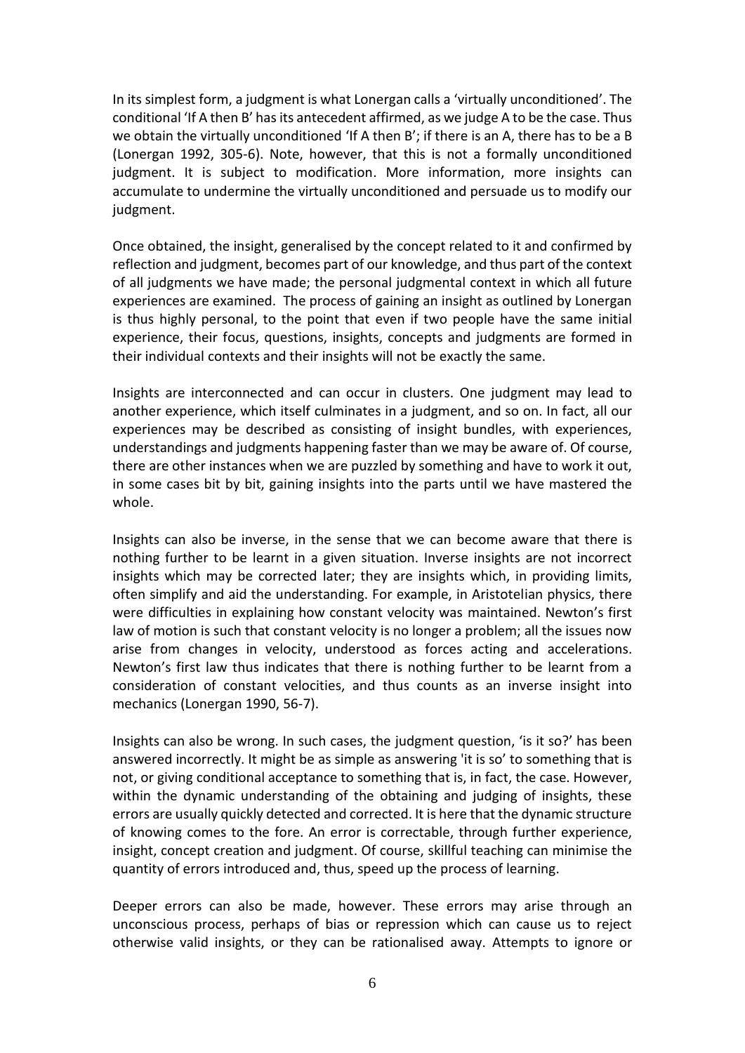In its simplest form, a judgment is what Lonergan calls a 'virtually unconditioned'. The conditional 'If A then B' has its antecedent affirmed, as we judge A to be the case. Thus we obtain the virtually unconditioned 'If A then B'; if there is an A, there has to be a B (Lonergan 1992, 305-6). Note, however, that this is not a formally unconditioned judgment. It is subject to modification. More information, more insights can accumulate to undermine the virtually unconditioned and persuade us to modify our judgment.

Once obtained, the insight, generalised by the concept related to it and confirmed by reflection and judgment, becomes part of our knowledge, and thus part of the context of all judgments we have made; the personal judgmental context in which all future experiences are examined. The process of gaining an insight as outlined by Lonergan is thus highly personal, to the point that even if two people have the same initial experience, their focus, questions, insights, concepts and judgments are formed in their individual contexts and their insights will not be exactly the same.

Insights are interconnected and can occur in clusters. One judgment may lead to another experience, which itself culminates in a judgment, and so on. In fact, all our experiences may be described as consisting of insight bundles, with experiences, understandings and judgments happening faster than we may be aware of. Of course, there are other instances when we are puzzled by something and have to work it out, in some cases bit by bit, gaining insights into the parts until we have mastered the whole.

Insights can also be inverse, in the sense that we can become aware that there is nothing further to be learnt in a given situation. Inverse insights are not incorrect insights which may be corrected later; they are insights which, in providing limits, often simplify and aid the understanding. For example, in Aristotelian physics, there were difficulties in explaining how constant velocity was maintained. Newton's first law of motion is such that constant velocity is no longer a problem; all the issues now arise from changes in velocity, understood as forces acting and accelerations. Newton's first law thus indicates that there is nothing further to be learnt from a consideration of constant velocities, and thus counts as an inverse insight into mechanics (Lonergan 1990, 56-7).

Insights can also be wrong. In such cases, the judgment question, 'is it so?' has been answered incorrectly. It might be as simple as answering 'it is so' to something that is not, or giving conditional acceptance to something that is, in fact, the case. However, within the dynamic understanding of the obtaining and judging of insights, these errors are usually quickly detected and corrected. It is here that the dynamic structure of knowing comes to the fore. An error is correctable, through further experience, insight, concept creation and judgment. Of course, skillful teaching can minimise the quantity of errors introduced and, thus, speed up the process of learning.

Deeper errors can also be made, however. These errors may arise through an unconscious process, perhaps of bias or repression which can cause us to reject otherwise valid insights, or they can be rationalised away. Attempts to ignore or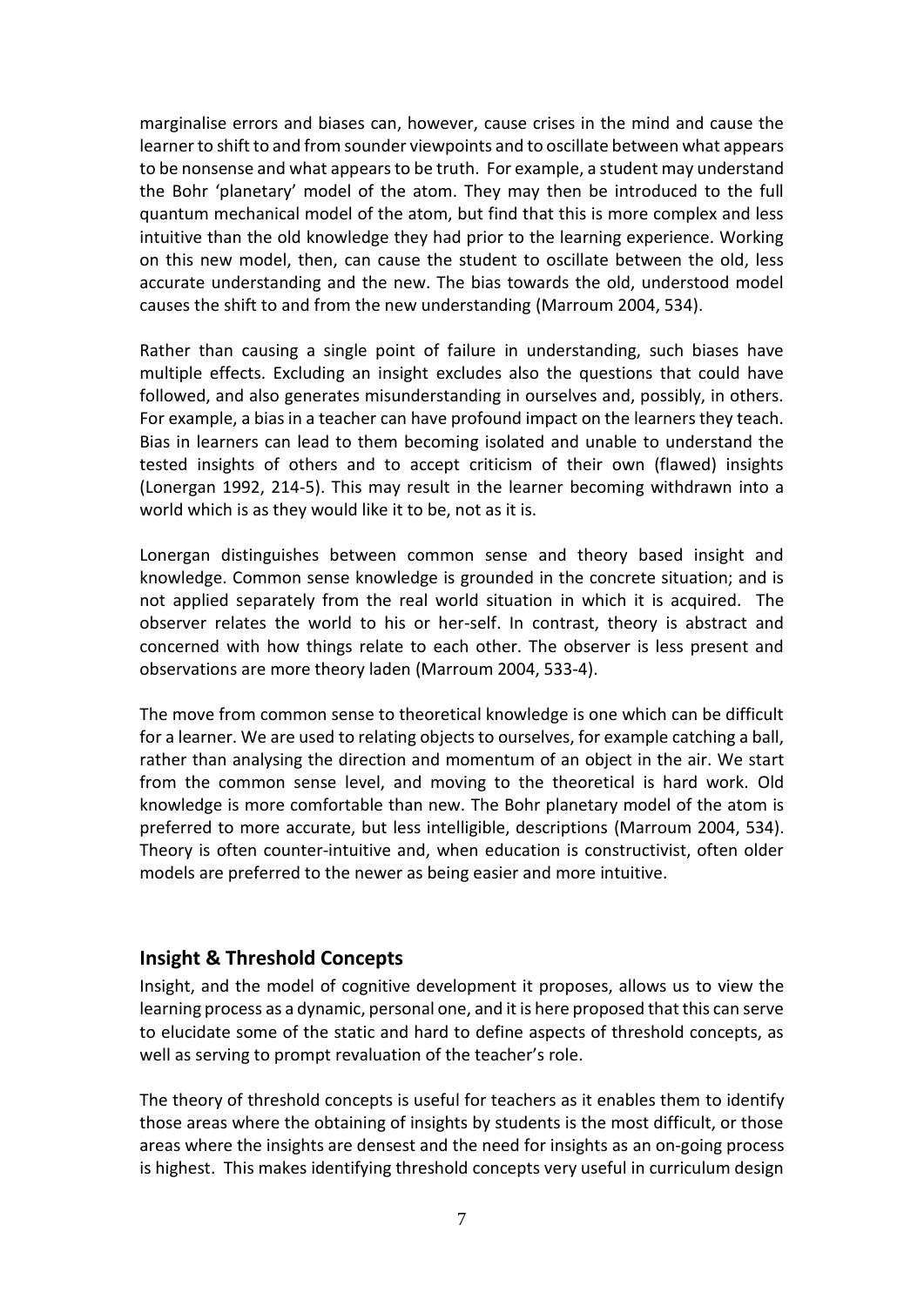marginalise errors and biases can, however, cause crises in the mind and cause the learner to shift to and from sounder viewpoints and to oscillate between what appears to be nonsense and what appears to be truth. For example, a student may understand the Bohr 'planetary' model of the atom. They may then be introduced to the full quantum mechanical model of the atom, but find that this is more complex and less intuitive than the old knowledge they had prior to the learning experience. Working on this new model, then, can cause the student to oscillate between the old, less accurate understanding and the new. The bias towards the old, understood model causes the shift to and from the new understanding (Marroum 2004, 534).

Rather than causing a single point of failure in understanding, such biases have multiple effects. Excluding an insight excludes also the questions that could have followed, and also generates misunderstanding in ourselves and, possibly, in others. For example, a bias in a teacher can have profound impact on the learners they teach. Bias in learners can lead to them becoming isolated and unable to understand the tested insights of others and to accept criticism of their own (flawed) insights (Lonergan 1992, 214-5). This may result in the learner becoming withdrawn into a world which is as they would like it to be, not as it is.

Lonergan distinguishes between common sense and theory based insight and knowledge. Common sense knowledge is grounded in the concrete situation; and is not applied separately from the real world situation in which it is acquired. The observer relates the world to his or her-self. In contrast, theory is abstract and concerned with how things relate to each other. The observer is less present and observations are more theory laden (Marroum 2004, 533-4).

The move from common sense to theoretical knowledge is one which can be difficult for a learner. We are used to relating objects to ourselves, for example catching a ball, rather than analysing the direction and momentum of an object in the air. We start from the common sense level, and moving to the theoretical is hard work. Old knowledge is more comfortable than new. The Bohr planetary model of the atom is preferred to more accurate, but less intelligible, descriptions (Marroum 2004, 534). Theory is often counter-intuitive and, when education is constructivist, often older models are preferred to the newer as being easier and more intuitive.

## Insight & Threshold Concepts

Insight, and the model of cognitive development it proposes, allows us to view the learning process as a dynamic, personal one, and it is here proposed that this can serve to elucidate some of the static and hard to define aspects of threshold concepts, as well as serving to prompt revaluation of the teacher's role.

The theory of threshold concepts is useful for teachers as it enables them to identify those areas where the obtaining of insights by students is the most difficult, or those areas where the insights are densest and the need for insights as an on-going process is highest. This makes identifying threshold concepts very useful in curriculum design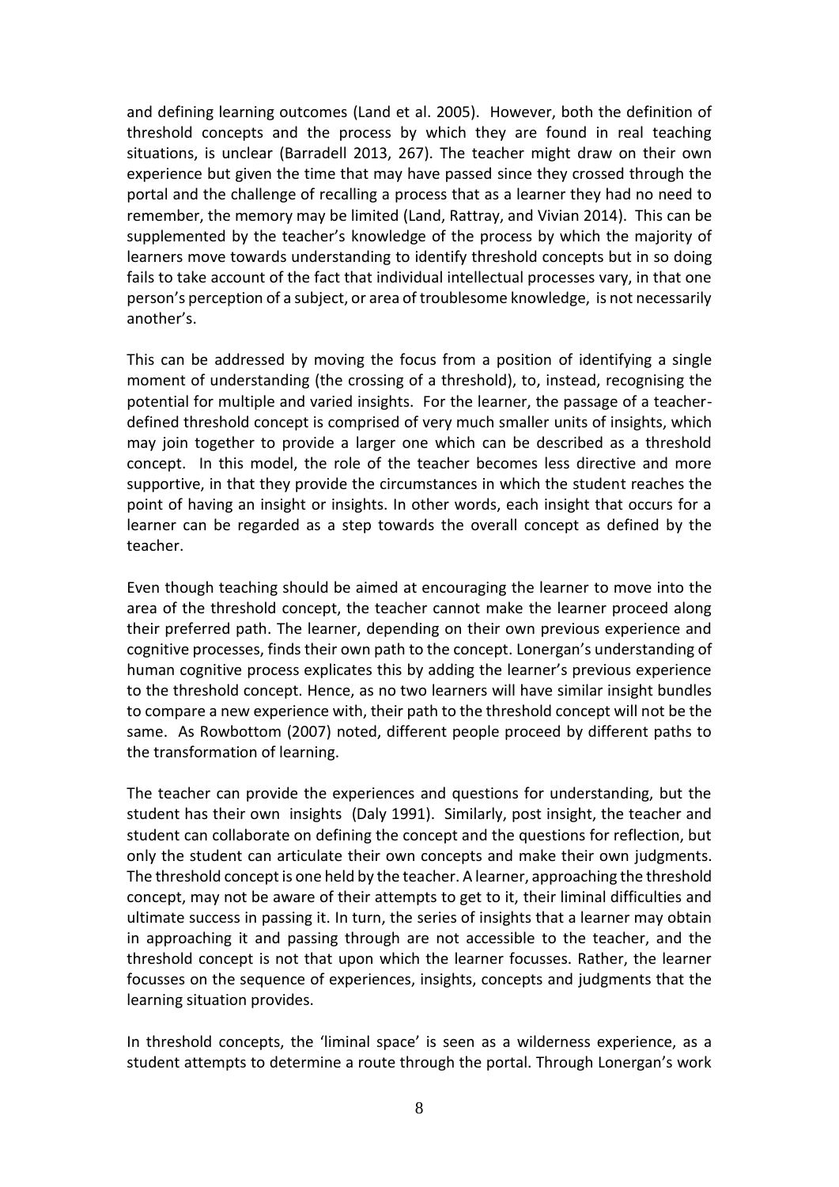and defining learning outcomes (Land et al. 2005). However, both the definition of threshold concepts and the process by which they are found in real teaching situations, is unclear (Barradell 2013, 267). The teacher might draw on their own experience but given the time that may have passed since they crossed through the portal and the challenge of recalling a process that as a learner they had no need to remember, the memory may be limited (Land, Rattray, and Vivian 2014). This can be supplemented by the teacher's knowledge of the process by which the majority of learners move towards understanding to identify threshold concepts but in so doing fails to take account of the fact that individual intellectual processes vary, in that one person's perception of a subject, or area of troublesome knowledge, is not necessarily another's.

This can be addressed by moving the focus from a position of identifying a single moment of understanding (the crossing of a threshold), to, instead, recognising the potential for multiple and varied insights. For the learner, the passage of a teacher-defined threshold concept is comprised of very much smaller units of insights, which may join together to provide a larger one which can be described as a threshold concept. In this model, the role of the teacher becomes less directive and more supportive, in that they provide the circumstances in which the student reaches the point of having an insight or insights. In other words, each insight that occurs for a learner can be regarded as a step towards the overall concept as defined by the teacher.

Even though teaching should be aimed at encouraging the learner to move into the area of the threshold concept, the teacher cannot make the learner proceed along their preferred path. The learner, depending on their own previous experience and cognitive processes, finds their own path to the concept. Lonergan's understanding of human cognitive process explicates this by adding the learner's previous experience to the threshold concept. Hence, as no two learners will have similar insight bundles to compare a new experience with, their path to the threshold concept will not be the same. As Rowbottom (2007) noted, different people proceed by different paths to the transformation of learning.

The teacher can provide the experiences and questions for understanding, but the student has their own insights (Daly 1991). Similarly, post insight, the teacher and student can collaborate on defining the concept and the questions for reflection, but only the student can articulate their own concepts and make their own judgments. The threshold concept is one held by the teacher. A learner, approaching the threshold concept, may not be aware of their attempts to get to it, their liminal difficulties and ultimate success in passing it. In turn, the series of insights that a learner may obtain in approaching it and passing through are not accessible to the teacher, and the threshold concept is not that upon which the learner focusses. Rather, the learner focusses on the sequence of experiences, insights, concepts and judgments that the learning situation provides.

In threshold concepts, the 'liminal space' is seen as a wilderness experience, as a student attempts to determine a route through the portal. Through Lonergan's work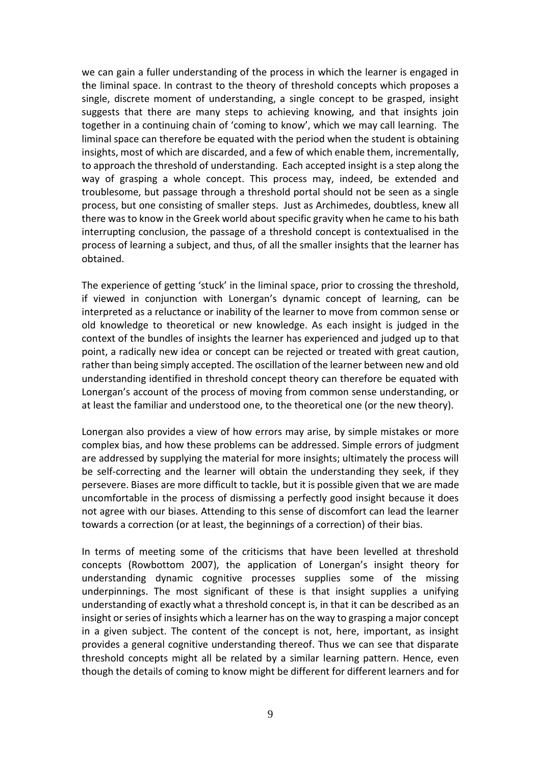we can gain a fuller understanding of the process in which the learner is engaged in the liminal space. In contrast to the theory of threshold concepts which proposes a single, discrete moment of understanding, a single concept to be grasped, insight suggests that there are many steps to achieving knowing, and that insights join together in a continuing chain of 'coming to know', which we may call learning. The liminal space can therefore be equated with the period when the student is obtaining insights, most of which are discarded, and a few of which enable them, incrementally, to approach the threshold of understanding. Each accepted insight is a step along the way of grasping a whole concept. This process may, indeed, be extended and troublesome, but passage through a threshold portal should not be seen as a single process, but one consisting of smaller steps. Just as Archimedes, doubtless, knew all there was to know in the Greek world about specific gravity when he came to his bath interrupting conclusion, the passage of a threshold concept is contextualised in the process of learning a subject, and thus, of all the smaller insights that the learner has obtained.

The experience of getting 'stuck' in the liminal space, prior to crossing the threshold, if viewed in conjunction with Lonergan's dynamic concept of learning, can be interpreted as a reluctance or inability of the learner to move from common sense or old knowledge to theoretical or new knowledge. As each insight is judged in the context of the bundles of insights the learner has experienced and judged up to that point, a radically new idea or concept can be rejected or treated with great caution, rather than being simply accepted. The oscillation of the learner between new and old understanding identified in threshold concept theory can therefore be equated with Lonergan's account of the process of moving from common sense understanding, or at least the familiar and understood one, to the theoretical one (or the new theory).

Lonergan also provides a view of how errors may arise, by simple mistakes or more complex bias, and how these problems can be addressed. Simple errors of judgment are addressed by supplying the material for more insights; ultimately the process will be self-correcting and the learner will obtain the understanding they seek, if they persevere. Biases are more difficult to tackle, but it is possible given that we are made uncomfortable in the process of dismissing a perfectly good insight because it does not agree with our biases. Attending to this sense of discomfort can lead the learner towards a correction (or at least, the beginnings of a correction) of their bias.

In terms of meeting some of the criticisms that have been levelled at threshold concepts (Rowbottom 2007), the application of Lonergan's insight theory for understanding dynamic cognitive processes supplies some of the missing underpinnings. The most significant of these is that insight supplies a unifying understanding of exactly what a threshold concept is, in that it can be described as an insight or series of insights which a learner has on the way to grasping a major concept in a given subject. The content of the concept is not, here, important, as insight provides a general cognitive understanding thereof. Thus we can see that disparate threshold concepts might all be related by a similar learning pattern. Hence, even though the details of coming to know might be different for different learners and for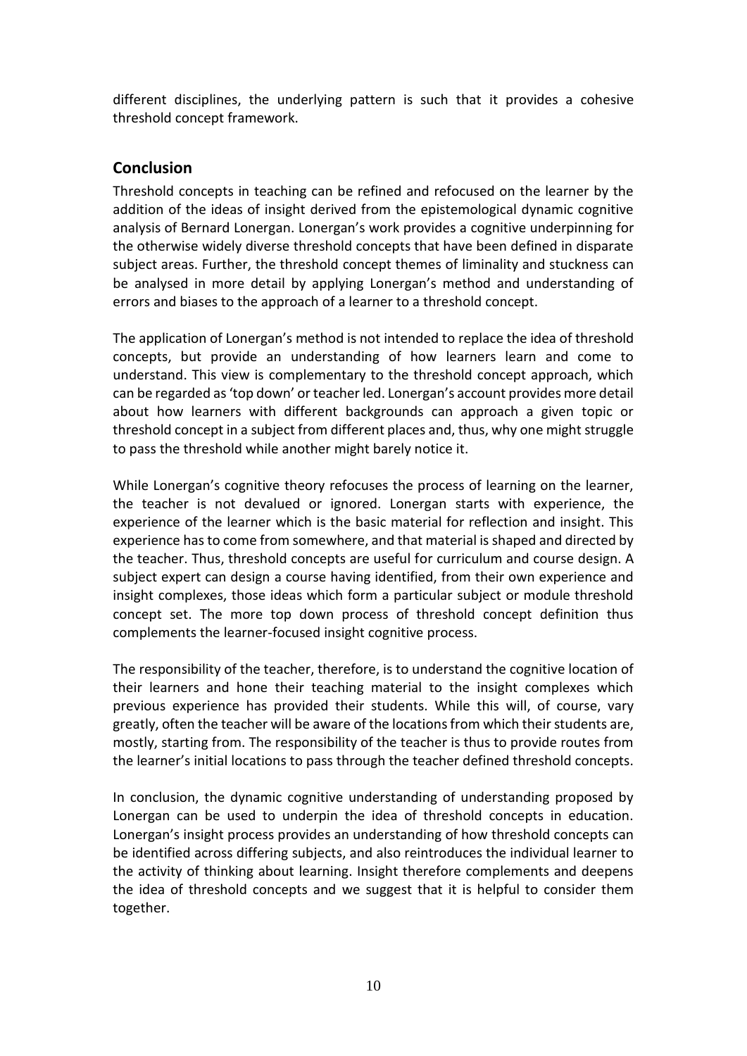different disciplines, the underlying pattern is such that it provides a cohesive threshold concept framework.

## Conclusion

Threshold concepts in teaching can be refined and refocused on the learner by the addition of the ideas of insight derived from the epistemological dynamic cognitive analysis of Bernard Lonergan. Lonergan's work provides a cognitive underpinning for the otherwise widely diverse threshold concepts that have been defined in disparate subject areas. Further, the threshold concept themes of liminality and stuckness can be analysed in more detail by applying Lonergan's method and understanding of errors and biases to the approach of a learner to a threshold concept.

The application of Lonergan's method is not intended to replace the idea of threshold concepts, but provide an understanding of how learners learn and come to understand. This view is complementary to the threshold concept approach, which can be regarded as 'top down' or teacher led. Lonergan's account provides more detail about how learners with different backgrounds can approach a given topic or threshold concept in a subject from different places and, thus, why one might struggle to pass the threshold while another might barely notice it.

While Lonergan's cognitive theory refocuses the process of learning on the learner, the teacher is not devalued or ignored. Lonergan starts with experience, the experience of the learner which is the basic material for reflection and insight. This experience has to come from somewhere, and that material is shaped and directed by the teacher. Thus, threshold concepts are useful for curriculum and course design. A subject expert can design a course having identified, from their own experience and insight complexes, those ideas which form a particular subject or module threshold concept set. The more top down process of threshold concept definition thus complements the learner-focused insight cognitive process.

The responsibility of the teacher, therefore, is to understand the cognitive location of their learners and hone their teaching material to the insight complexes which previous experience has provided their students. While this will, of course, vary greatly, often the teacher will be aware of the locations from which their students are, mostly, starting from. The responsibility of the teacher is thus to provide routes from the learner's initial locations to pass through the teacher defined threshold concepts.

In conclusion, the dynamic cognitive understanding of understanding proposed by Lonergan can be used to underpin the idea of threshold concepts in education. Lonergan's insight process provides an understanding of how threshold concepts can be identified across differing subjects, and also reintroduces the individual learner to the activity of thinking about learning. Insight therefore complements and deepens the idea of threshold concepts and we suggest that it is helpful to consider them together.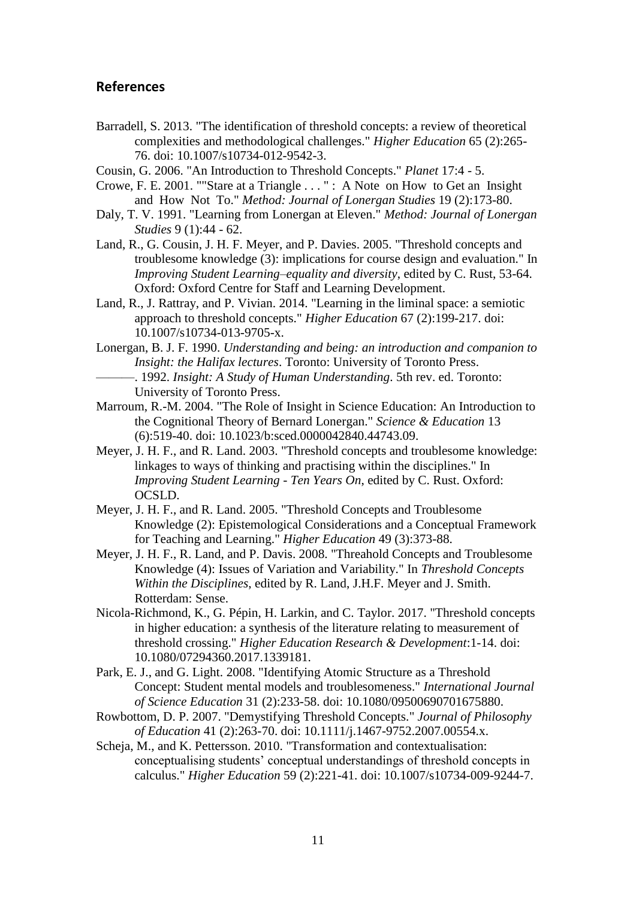## References

Barradell, S. 2013. "The identification of threshold concepts: a review of theoretical complexities and methodological challenges." *Higher Education* 65 (2):265-76. doi: 10.1007/s10734-012-9542-3.

Cousin, G. 2006. "An Introduction to Threshold Concepts." *Planet* 17:4 - 5.

Crowe, F. E. 2001. ""Stare at a Triangle . . . " :  A Note  on How  to Get an  Insight and  How  Not  To." *Method: Journal of Lonergan Studies* 19 (2):173-80.

Daly, T. V. 1991. "Learning from Lonergan at Eleven." *Method: Journal of Lonergan Studies* 9 (1):44 - 62.

Land, R., G. Cousin, J. H. F. Meyer, and P. Davies. 2005. "Threshold concepts and troublesome knowledge (3): implications for course design and evaluation." In *Improving Student Learning–equality and diversity*, edited by C. Rust, 53-64. Oxford: Oxford Centre for Staff and Learning Development.

Land, R., J. Rattray, and P. Vivian. 2014. "Learning in the liminal space: a semiotic approach to threshold concepts." *Higher Education* 67 (2):199-217. doi: 10.1007/s10734-013-9705-x.

Lonergan, B. J. F. 1990. *Understanding and being: an introduction and companion to Insight: the Halifax lectures*. Toronto: University of Toronto Press.

———. 1992. *Insight: A Study of Human Understanding*. 5th rev. ed. Toronto: University of Toronto Press.

Marroum, R.-M. 2004. "The Role of Insight in Science Education: An Introduction to the Cognitional Theory of Bernard Lonergan." *Science & Education* 13 (6):519-40. doi: 10.1023/b:sced.0000042840.44743.09.

Meyer, J. H. F., and R. Land. 2003. "Threshold concepts and troublesome knowledge: linkages to ways of thinking and practising within the disciplines." In *Improving Student Learning - Ten Years On*, edited by C. Rust. Oxford: OCSLD.

Meyer, J. H. F., and R. Land. 2005. "Threshold Concepts and Troublesome Knowledge (2): Epistemological Considerations and a Conceptual Framework for Teaching and Learning." *Higher Education* 49 (3):373-88.

Meyer, J. H. F., R. Land, and P. Davis. 2008. "Threahold Concepts and Troublesome Knowledge (4): Issues of Variation and Variability." In *Threshold Concepts Within the Disciplines*, edited by R. Land, J.H.F. Meyer and J. Smith. Rotterdam: Sense.

Nicola-Richmond, K., G. Pépin, H. Larkin, and C. Taylor. 2017. "Threshold concepts in higher education: a synthesis of the literature relating to measurement of threshold crossing." *Higher Education Research & Development*:1-14. doi: 10.1080/07294360.2017.1339181.

Park, E. J., and G. Light. 2008. "Identifying Atomic Structure as a Threshold Concept: Student mental models and troublesomeness." *International Journal of Science Education* 31 (2):233-58. doi: 10.1080/09500690701675880.

Rowbottom, D. P. 2007. "Demystifying Threshold Concepts." *Journal of Philosophy of Education* 41 (2):263-70. doi: 10.1111/j.1467-9752.2007.00554.x.

Scheja, M., and K. Pettersson. 2010. "Transformation and contextualisation: conceptualising students' conceptual understandings of threshold concepts in calculus." *Higher Education* 59 (2):221-41. doi: 10.1007/s10734-009-9244-7.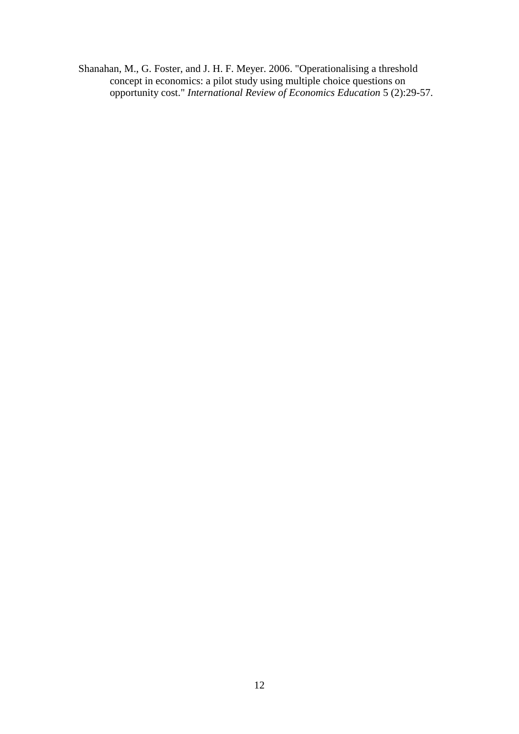Shanahan, M., G. Foster, and J. H. F. Meyer. 2006. "Operationalising a threshold concept in economics: a pilot study using multiple choice questions on opportunity cost." *International Review of Economics Education* 5 (2):29-57.